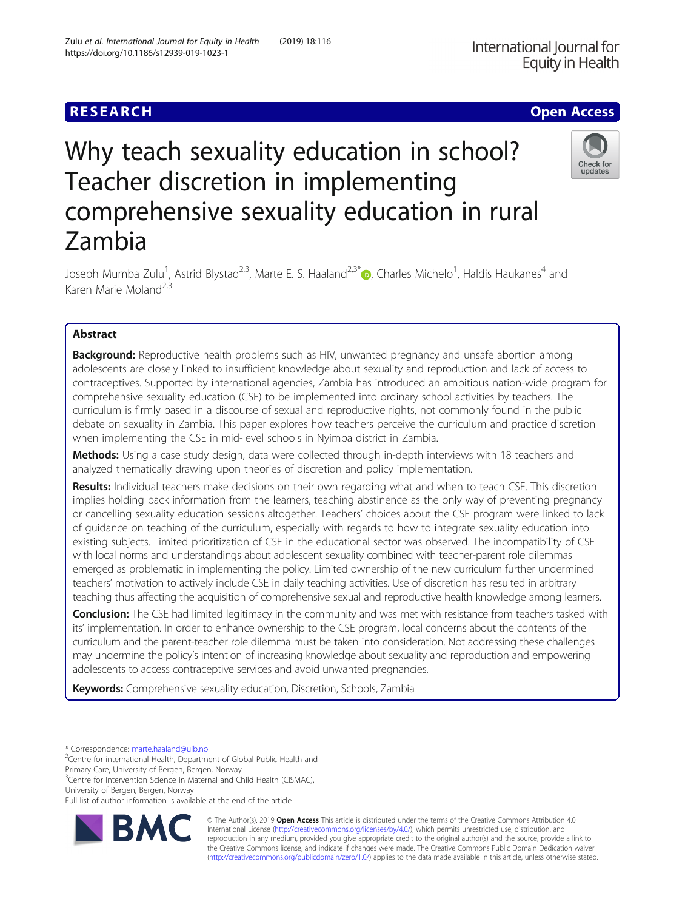RESEARCH

Open Access

# Why teach sexuality education in school? Teacher discretion in implementing comprehensive sexuality education in rural Zambia

Joseph Mumba Zulu[1], Astrid Blystad[2,3], Marte E. S. Haaland[2,3*], Charles Michelo[1], Haldis Haukanes[4] and Karen Marie Moland[2,3]

## Abstract

**Background:** Reproductive health problems such as HIV, unwanted pregnancy and unsafe abortion among adolescents are closely linked to insufficient knowledge about sexuality and reproduction and lack of access to contraceptives. Supported by international agencies, Zambia has introduced an ambitious nation-wide program for comprehensive sexuality education (CSE) to be implemented into ordinary school activities by teachers. The curriculum is firmly based in a discourse of sexual and reproductive rights, not commonly found in the public debate on sexuality in Zambia. This paper explores how teachers perceive the curriculum and practice discretion when implementing the CSE in mid-level schools in Nyimba district in Zambia.

**Methods:** Using a case study design, data were collected through in-depth interviews with 18 teachers and analyzed thematically drawing upon theories of discretion and policy implementation.

**Results:** Individual teachers make decisions on their own regarding what and when to teach CSE. This discretion implies holding back information from the learners, teaching abstinence as the only way of preventing pregnancy or cancelling sexuality education sessions altogether. Teachers' choices about the CSE program were linked to lack of guidance on teaching of the curriculum, especially with regards to how to integrate sexuality education into existing subjects. Limited prioritization of CSE in the educational sector was observed. The incompatibility of CSE with local norms and understandings about adolescent sexuality combined with teacher-parent role dilemmas emerged as problematic in implementing the policy. Limited ownership of the new curriculum further undermined teachers' motivation to actively include CSE in daily teaching activities. Use of discretion has resulted in arbitrary teaching thus affecting the acquisition of comprehensive sexual and reproductive health knowledge among learners.

**Conclusion:** The CSE had limited legitimacy in the community and was met with resistance from teachers tasked with its' implementation. In order to enhance ownership to the CSE program, local concerns about the contents of the curriculum and the parent-teacher role dilemma must be taken into consideration. Not addressing these challenges may undermine the policy's intention of increasing knowledge about sexuality and reproduction and empowering adolescents to access contraceptive services and avoid unwanted pregnancies.

**Keywords:** Comprehensive sexuality education, Discretion, Schools, Zambia

---

* Correspondence: marte.haaland@uib.no
[2]Centre for international Health, Department of Global Public Health and Primary Care, University of Bergen, Bergen, Norway
[3]Centre for Intervention Science in Maternal and Child Health (CISMAC), University of Bergen, Bergen, Norway
Full list of author information is available at the end of the article

© The Author(s). 2019 **Open Access** This article is distributed under the terms of the Creative Commons Attribution 4.0 International License (http://creativecommons.org/licenses/by/4.0/), which permits unrestricted use, distribution, and reproduction in any medium, provided you give appropriate credit to the original author(s) and the source, provide a link to the Creative Commons license, and indicate if changes were made. The Creative Commons Public Domain Dedication waiver (http://creativecommons.org/publicdomain/zero/1.0/) applies to the data made available in this article, unless otherwise stated.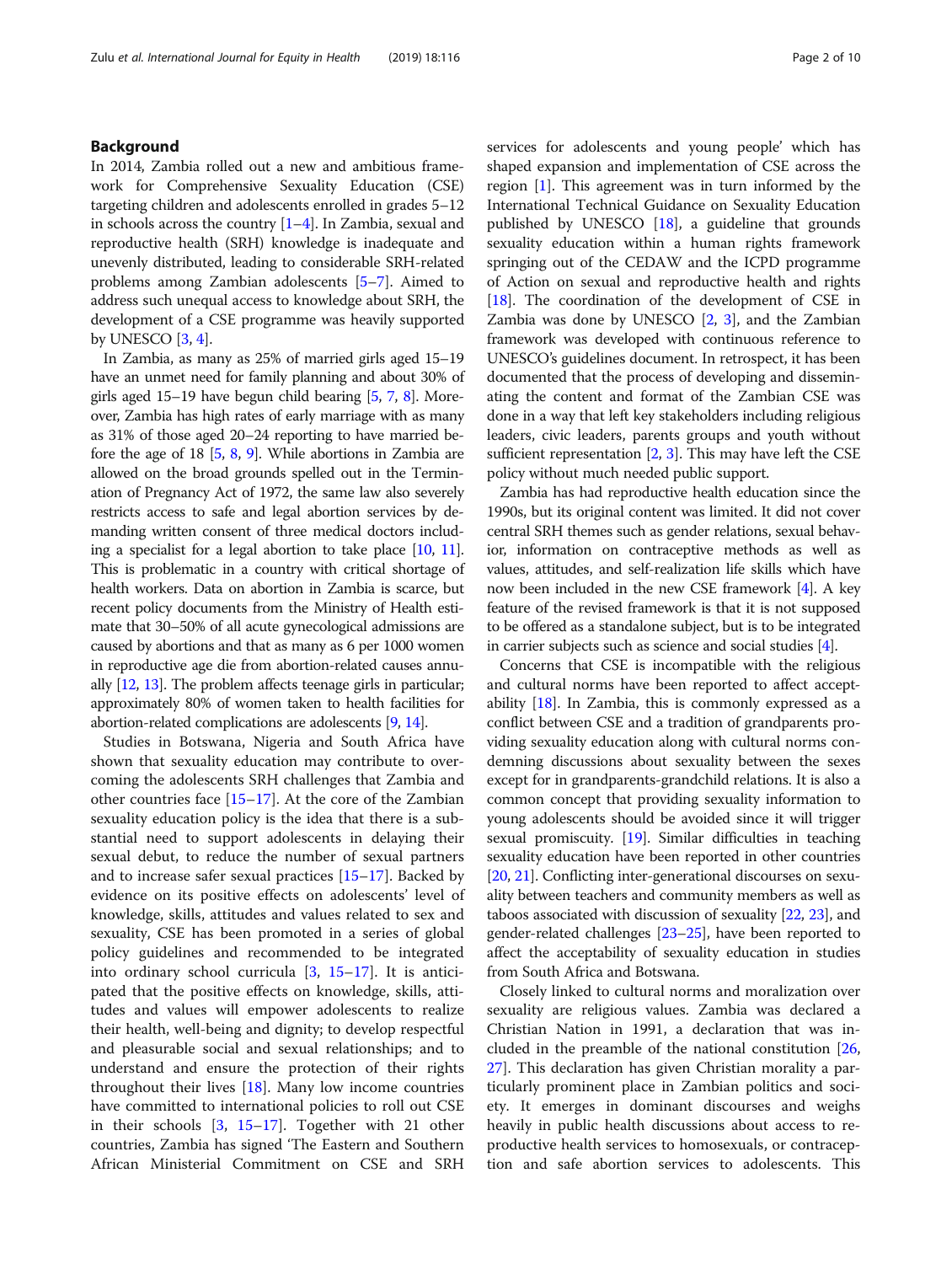## Background

In 2014, Zambia rolled out a new and ambitious framework for Comprehensive Sexuality Education (CSE) targeting children and adolescents enrolled in grades 5–12 in schools across the country [1–4]. In Zambia, sexual and reproductive health (SRH) knowledge is inadequate and unevenly distributed, leading to considerable SRH-related problems among Zambian adolescents [5–7]. Aimed to address such unequal access to knowledge about SRH, the development of a CSE programme was heavily supported by UNESCO [3, 4].

In Zambia, as many as 25% of married girls aged 15–19 have an unmet need for family planning and about 30% of girls aged 15–19 have begun child bearing [5, 7, 8]. Moreover, Zambia has high rates of early marriage with as many as 31% of those aged 20–24 reporting to have married before the age of 18 [5, 8, 9]. While abortions in Zambia are allowed on the broad grounds spelled out in the Termination of Pregnancy Act of 1972, the same law also severely restricts access to safe and legal abortion services by demanding written consent of three medical doctors including a specialist for a legal abortion to take place [10, 11]. This is problematic in a country with critical shortage of health workers. Data on abortion in Zambia is scarce, but recent policy documents from the Ministry of Health estimate that 30–50% of all acute gynecological admissions are caused by abortions and that as many as 6 per 1000 women in reproductive age die from abortion-related causes annually [12, 13]. The problem affects teenage girls in particular; approximately 80% of women taken to health facilities for abortion-related complications are adolescents [9, 14].

Studies in Botswana, Nigeria and South Africa have shown that sexuality education may contribute to overcoming the adolescents SRH challenges that Zambia and other countries face [15–17]. At the core of the Zambian sexuality education policy is the idea that there is a substantial need to support adolescents in delaying their sexual debut, to reduce the number of sexual partners and to increase safer sexual practices [15–17]. Backed by evidence on its positive effects on adolescents' level of knowledge, skills, attitudes and values related to sex and sexuality, CSE has been promoted in a series of global policy guidelines and recommended to be integrated into ordinary school curricula [3, 15–17]. It is anticipated that the positive effects on knowledge, skills, attitudes and values will empower adolescents to realize their health, well-being and dignity; to develop respectful and pleasurable social and sexual relationships; and to understand and ensure the protection of their rights throughout their lives [18]. Many low income countries have committed to international policies to roll out CSE in their schools [3, 15–17]. Together with 21 other countries, Zambia has signed 'The Eastern and Southern African Ministerial Commitment on CSE and SRH services for adolescents and young people' which has shaped expansion and implementation of CSE across the region [1]. This agreement was in turn informed by the International Technical Guidance on Sexuality Education published by UNESCO [18], a guideline that grounds sexuality education within a human rights framework springing out of the CEDAW and the ICPD programme of Action on sexual and reproductive health and rights [18]. The coordination of the development of CSE in Zambia was done by UNESCO [2, 3], and the Zambian framework was developed with continuous reference to UNESCO's guidelines document. In retrospect, it has been documented that the process of developing and disseminating the content and format of the Zambian CSE was done in a way that left key stakeholders including religious leaders, civic leaders, parents groups and youth without sufficient representation [2, 3]. This may have left the CSE policy without much needed public support.

Zambia has had reproductive health education since the 1990s, but its original content was limited. It did not cover central SRH themes such as gender relations, sexual behavior, information on contraceptive methods as well as values, attitudes, and self-realization life skills which have now been included in the new CSE framework [4]. A key feature of the revised framework is that it is not supposed to be offered as a standalone subject, but is to be integrated in carrier subjects such as science and social studies [4].

Concerns that CSE is incompatible with the religious and cultural norms have been reported to affect acceptability [18]. In Zambia, this is commonly expressed as a conflict between CSE and a tradition of grandparents providing sexuality education along with cultural norms condemning discussions about sexuality between the sexes except for in grandparents-grandchild relations. It is also a common concept that providing sexuality information to young adolescents should be avoided since it will trigger sexual promiscuity. [19]. Similar difficulties in teaching sexuality education have been reported in other countries [20, 21]. Conflicting inter-generational discourses on sexuality between teachers and community members as well as taboos associated with discussion of sexuality [22, 23], and gender-related challenges [23–25], have been reported to affect the acceptability of sexuality education in studies from South Africa and Botswana.

Closely linked to cultural norms and moralization over sexuality are religious values. Zambia was declared a Christian Nation in 1991, a declaration that was included in the preamble of the national constitution [26, 27]. This declaration has given Christian morality a particularly prominent place in Zambian politics and society. It emerges in dominant discourses and weighs heavily in public health discussions about access to reproductive health services to homosexuals, or contraception and safe abortion services to adolescents. This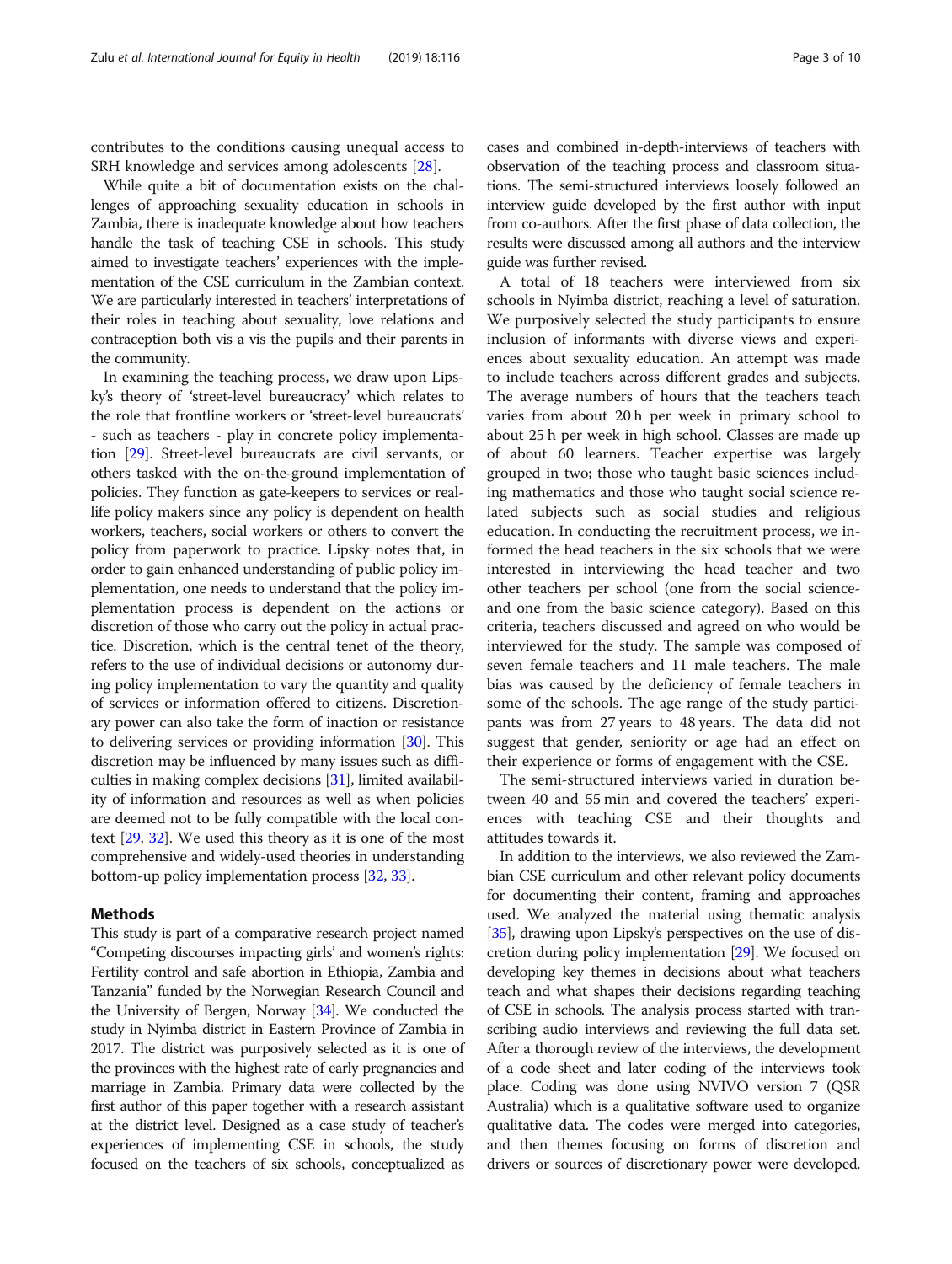contributes to the conditions causing unequal access to SRH knowledge and services among adolescents [28].

While quite a bit of documentation exists on the challenges of approaching sexuality education in schools in Zambia, there is inadequate knowledge about how teachers handle the task of teaching CSE in schools. This study aimed to investigate teachers' experiences with the implementation of the CSE curriculum in the Zambian context. We are particularly interested in teachers' interpretations of their roles in teaching about sexuality, love relations and contraception both vis a vis the pupils and their parents in the community.

In examining the teaching process, we draw upon Lipsky's theory of 'street-level bureaucracy' which relates to the role that frontline workers or 'street-level bureaucrats' - such as teachers - play in concrete policy implementation [29]. Street-level bureaucrats are civil servants, or others tasked with the on-the-ground implementation of policies. They function as gate-keepers to services or real-life policy makers since any policy is dependent on health workers, teachers, social workers or others to convert the policy from paperwork to practice. Lipsky notes that, in order to gain enhanced understanding of public policy implementation, one needs to understand that the policy implementation process is dependent on the actions or discretion of those who carry out the policy in actual practice. Discretion, which is the central tenet of the theory, refers to the use of individual decisions or autonomy during policy implementation to vary the quantity and quality of services or information offered to citizens. Discretionary power can also take the form of inaction or resistance to delivering services or providing information [30]. This discretion may be influenced by many issues such as difficulties in making complex decisions [31], limited availability of information and resources as well as when policies are deemed not to be fully compatible with the local context [29, 32]. We used this theory as it is one of the most comprehensive and widely-used theories in understanding bottom-up policy implementation process [32, 33].

## Methods

This study is part of a comparative research project named "Competing discourses impacting girls' and women's rights: Fertility control and safe abortion in Ethiopia, Zambia and Tanzania" funded by the Norwegian Research Council and the University of Bergen, Norway [34]. We conducted the study in Nyimba district in Eastern Province of Zambia in 2017. The district was purposively selected as it is one of the provinces with the highest rate of early pregnancies and marriage in Zambia. Primary data were collected by the first author of this paper together with a research assistant at the district level. Designed as a case study of teacher's experiences of implementing CSE in schools, the study focused on the teachers of six schools, conceptualized as cases and combined in-depth-interviews of teachers with observation of the teaching process and classroom situations. The semi-structured interviews loosely followed an interview guide developed by the first author with input from co-authors. After the first phase of data collection, the results were discussed among all authors and the interview guide was further revised.

A total of 18 teachers were interviewed from six schools in Nyimba district, reaching a level of saturation. We purposively selected the study participants to ensure inclusion of informants with diverse views and experiences about sexuality education. An attempt was made to include teachers across different grades and subjects. The average numbers of hours that the teachers teach varies from about 20 h per week in primary school to about 25 h per week in high school. Classes are made up of about 60 learners. Teacher expertise was largely grouped in two; those who taught basic sciences including mathematics and those who taught social science related subjects such as social studies and religious education. In conducting the recruitment process, we informed the head teachers in the six schools that we were interested in interviewing the head teacher and two other teachers per school (one from the social science- and one from the basic science category). Based on this criteria, teachers discussed and agreed on who would be interviewed for the study. The sample was composed of seven female teachers and 11 male teachers. The male bias was caused by the deficiency of female teachers in some of the schools. The age range of the study participants was from 27 years to 48 years. The data did not suggest that gender, seniority or age had an effect on their experience or forms of engagement with the CSE.

The semi-structured interviews varied in duration between 40 and 55 min and covered the teachers' experiences with teaching CSE and their thoughts and attitudes towards it.

In addition to the interviews, we also reviewed the Zambian CSE curriculum and other relevant policy documents for documenting their content, framing and approaches used. We analyzed the material using thematic analysis [35], drawing upon Lipsky's perspectives on the use of discretion during policy implementation [29]. We focused on developing key themes in decisions about what teachers teach and what shapes their decisions regarding teaching of CSE in schools. The analysis process started with transcribing audio interviews and reviewing the full data set. After a thorough review of the interviews, the development of a code sheet and later coding of the interviews took place. Coding was done using NVIVO version 7 (QSR Australia) which is a qualitative software used to organize qualitative data. The codes were merged into categories, and then themes focusing on forms of discretion and drivers or sources of discretionary power were developed.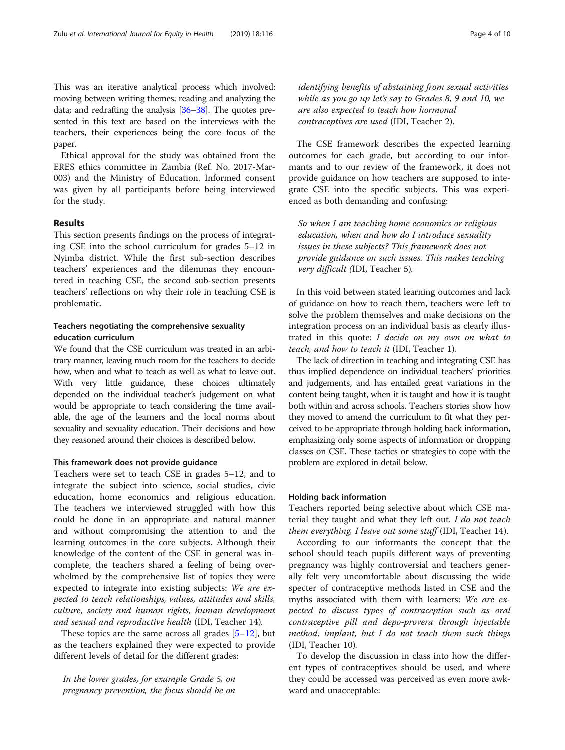This was an iterative analytical process which involved: moving between writing themes; reading and analyzing the data; and redrafting the analysis [36–38]. The quotes presented in this text are based on the interviews with the teachers, their experiences being the core focus of the paper.

Ethical approval for the study was obtained from the ERES ethics committee in Zambia (Ref. No. 2017-Mar-003) and the Ministry of Education. Informed consent was given by all participants before being interviewed for the study.

## Results

This section presents findings on the process of integrating CSE into the school curriculum for grades 5–12 in Nyimba district. While the first sub-section describes teachers' experiences and the dilemmas they encountered in teaching CSE, the second sub-section presents teachers' reflections on why their role in teaching CSE is problematic.

### Teachers negotiating the comprehensive sexuality education curriculum

We found that the CSE curriculum was treated in an arbitrary manner, leaving much room for the teachers to decide how, when and what to teach as well as what to leave out. With very little guidance, these choices ultimately depended on the individual teacher's judgement on what would be appropriate to teach considering the time available, the age of the learners and the local norms about sexuality and sexuality education. Their decisions and how they reasoned around their choices is described below.

#### This framework does not provide guidance

Teachers were set to teach CSE in grades 5–12, and to integrate the subject into science, social studies, civic education, home economics and religious education. The teachers we interviewed struggled with how this could be done in an appropriate and natural manner and without compromising the attention to and the learning outcomes in the core subjects. Although their knowledge of the content of the CSE in general was incomplete, the teachers shared a feeling of being overwhelmed by the comprehensive list of topics they were expected to integrate into existing subjects: *We are expected to teach relationships, values, attitudes and skills, culture, society and human rights, human development and sexual and reproductive health* (IDI, Teacher 14).

These topics are the same across all grades [5–12], but as the teachers explained they were expected to provide different levels of detail for the different grades:

> *In the lower grades, for example Grade 5, on pregnancy prevention, the focus should be on identifying benefits of abstaining from sexual activities while as you go up let's say to Grades 8, 9 and 10, we are also expected to teach how hormonal contraceptives are used* (IDI, Teacher 2).

The CSE framework describes the expected learning outcomes for each grade, but according to our informants and to our review of the framework, it does not provide guidance on how teachers are supposed to integrate CSE into the specific subjects. This was experienced as both demanding and confusing:

> *So when I am teaching home economics or religious education, when and how do I introduce sexuality issues in these subjects? This framework does not provide guidance on such issues. This makes teaching very difficult* (IDI, Teacher 5).

In this void between stated learning outcomes and lack of guidance on how to reach them, teachers were left to solve the problem themselves and make decisions on the integration process on an individual basis as clearly illustrated in this quote: *I decide on my own on what to teach, and how to teach it* (IDI, Teacher 1).

The lack of direction in teaching and integrating CSE has thus implied dependence on individual teachers' priorities and judgements, and has entailed great variations in the content being taught, when it is taught and how it is taught both within and across schools. Teachers stories show how they moved to amend the curriculum to fit what they perceived to be appropriate through holding back information, emphasizing only some aspects of information or dropping classes on CSE. These tactics or strategies to cope with the problem are explored in detail below.

#### Holding back information

Teachers reported being selective about which CSE material they taught and what they left out. *I do not teach them everything, I leave out some stuff* (IDI, Teacher 14).

According to our informants the concept that the school should teach pupils different ways of preventing pregnancy was highly controversial and teachers generally felt very uncomfortable about discussing the wide specter of contraceptive methods listed in CSE and the myths associated with them with learners: *We are expected to discuss types of contraception such as oral contraceptive pill and depo-provera through injectable method, implant, but I do not teach them such things* (IDI, Teacher 10).

To develop the discussion in class into how the different types of contraceptives should be used, and where they could be accessed was perceived as even more awkward and unacceptable: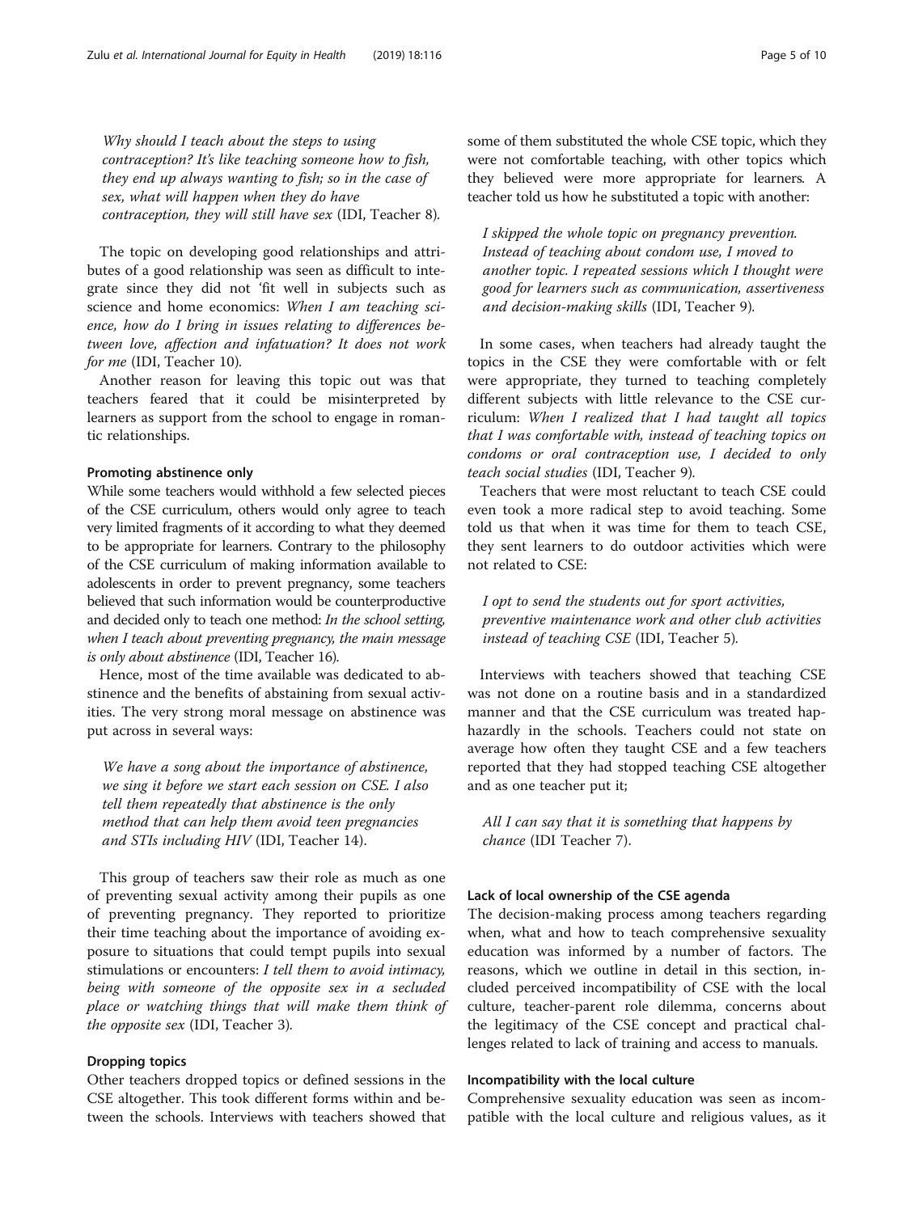> *Why should I teach about the steps to using contraception? It's like teaching someone how to fish, they end up always wanting to fish; so in the case of sex, what will happen when they do have contraception, they will still have sex* (IDI, Teacher 8).

The topic on developing good relationships and attributes of a good relationship was seen as difficult to integrate since they did not 'fit well in subjects such as science and home economics: *When I am teaching science, how do I bring in issues relating to differences between love, affection and infatuation? It does not work for me* (IDI, Teacher 10).

Another reason for leaving this topic out was that teachers feared that it could be misinterpreted by learners as support from the school to engage in romantic relationships.

#### Promoting abstinence only

While some teachers would withhold a few selected pieces of the CSE curriculum, others would only agree to teach very limited fragments of it according to what they deemed to be appropriate for learners. Contrary to the philosophy of the CSE curriculum of making information available to adolescents in order to prevent pregnancy, some teachers believed that such information would be counterproductive and decided only to teach one method: *In the school setting, when I teach about preventing pregnancy, the main message is only about abstinence* (IDI, Teacher 16).

Hence, most of the time available was dedicated to abstinence and the benefits of abstaining from sexual activities. The very strong moral message on abstinence was put across in several ways:

> *We have a song about the importance of abstinence, we sing it before we start each session on CSE. I also tell them repeatedly that abstinence is the only method that can help them avoid teen pregnancies and STIs including HIV* (IDI, Teacher 14).

This group of teachers saw their role as much as one of preventing sexual activity among their pupils as one of preventing pregnancy. They reported to prioritize their time teaching about the importance of avoiding exposure to situations that could tempt pupils into sexual stimulations or encounters: *I tell them to avoid intimacy, being with someone of the opposite sex in a secluded place or watching things that will make them think of the opposite sex* (IDI, Teacher 3).

#### Dropping topics

Other teachers dropped topics or defined sessions in the CSE altogether. This took different forms within and between the schools. Interviews with teachers showed that some of them substituted the whole CSE topic, which they were not comfortable teaching, with other topics which they believed were more appropriate for learners. A teacher told us how he substituted a topic with another:

> *I skipped the whole topic on pregnancy prevention. Instead of teaching about condom use, I moved to another topic. I repeated sessions which I thought were good for learners such as communication, assertiveness and decision-making skills* (IDI, Teacher 9).

In some cases, when teachers had already taught the topics in the CSE they were comfortable with or felt were appropriate, they turned to teaching completely different subjects with little relevance to the CSE curriculum: *When I realized that I had taught all topics that I was comfortable with, instead of teaching topics on condoms or oral contraception use, I decided to only teach social studies* (IDI, Teacher 9).

Teachers that were most reluctant to teach CSE could even took a more radical step to avoid teaching. Some told us that when it was time for them to teach CSE, they sent learners to do outdoor activities which were not related to CSE:

> *I opt to send the students out for sport activities, preventive maintenance work and other club activities instead of teaching CSE* (IDI, Teacher 5).

Interviews with teachers showed that teaching CSE was not done on a routine basis and in a standardized manner and that the CSE curriculum was treated haphazardly in the schools. Teachers could not state on average how often they taught CSE and a few teachers reported that they had stopped teaching CSE altogether and as one teacher put it;

> *All I can say that it is something that happens by chance* (IDI Teacher 7).

### Lack of local ownership of the CSE agenda

The decision-making process among teachers regarding when, what and how to teach comprehensive sexuality education was informed by a number of factors. The reasons, which we outline in detail in this section, included perceived incompatibility of CSE with the local culture, teacher-parent role dilemma, concerns about the legitimacy of the CSE concept and practical challenges related to lack of training and access to manuals.

#### Incompatibility with the local culture

Comprehensive sexuality education was seen as incompatible with the local culture and religious values, as it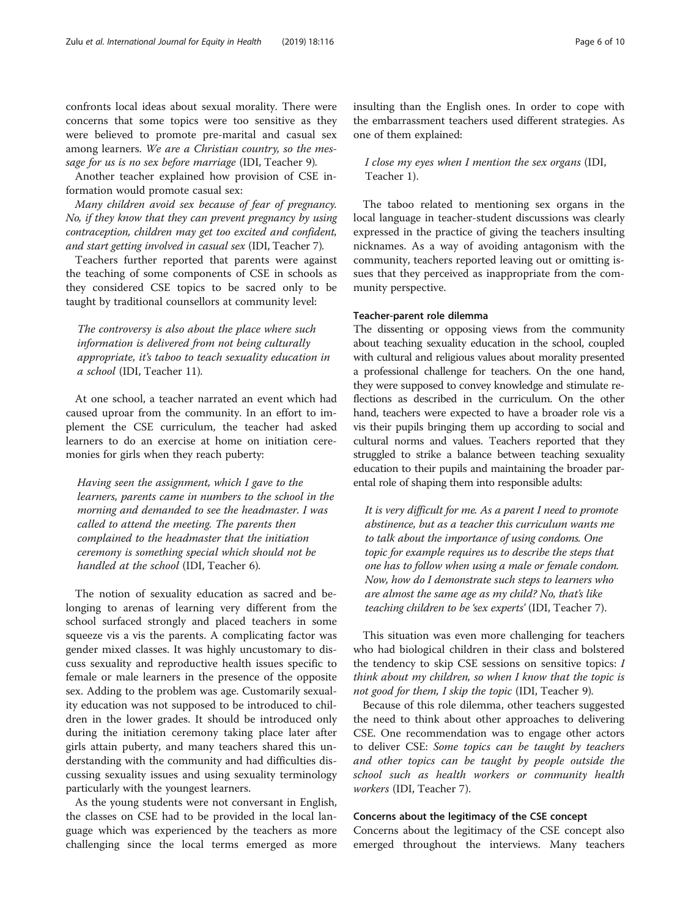confronts local ideas about sexual morality. There were concerns that some topics were too sensitive as they were believed to promote pre-marital and casual sex among learners. *We are a Christian country, so the message for us is no sex before marriage* (IDI, Teacher 9).

Another teacher explained how provision of CSE information would promote casual sex:

*Many children avoid sex because of fear of pregnancy. No, if they know that they can prevent pregnancy by using contraception, children may get too excited and confident, and start getting involved in casual sex* (IDI, Teacher 7).

Teachers further reported that parents were against the teaching of some components of CSE in schools as they considered CSE topics to be sacred only to be taught by traditional counsellors at community level:

> *The controversy is also about the place where such information is delivered from not being culturally appropriate, it's taboo to teach sexuality education in a school* (IDI, Teacher 11).

At one school, a teacher narrated an event which had caused uproar from the community. In an effort to implement the CSE curriculum, the teacher had asked learners to do an exercise at home on initiation ceremonies for girls when they reach puberty:

> *Having seen the assignment, which I gave to the learners, parents came in numbers to the school in the morning and demanded to see the headmaster. I was called to attend the meeting. The parents then complained to the headmaster that the initiation ceremony is something special which should not be handled at the school* (IDI, Teacher 6).

The notion of sexuality education as sacred and belonging to arenas of learning very different from the school surfaced strongly and placed teachers in some squeeze vis a vis the parents. A complicating factor was gender mixed classes. It was highly uncustomary to discuss sexuality and reproductive health issues specific to female or male learners in the presence of the opposite sex. Adding to the problem was age. Customarily sexuality education was not supposed to be introduced to children in the lower grades. It should be introduced only during the initiation ceremony taking place later after girls attain puberty, and many teachers shared this understanding with the community and had difficulties discussing sexuality issues and using sexuality terminology particularly with the youngest learners.

As the young students were not conversant in English, the classes on CSE had to be provided in the local language which was experienced by the teachers as more challenging since the local terms emerged as more insulting than the English ones. In order to cope with the embarrassment teachers used different strategies. As one of them explained:

> *I close my eyes when I mention the sex organs* (IDI, Teacher 1).

The taboo related to mentioning sex organs in the local language in teacher-student discussions was clearly expressed in the practice of giving the teachers insulting nicknames. As a way of avoiding antagonism with the community, teachers reported leaving out or omitting issues that they perceived as inappropriate from the community perspective.

#### Teacher-parent role dilemma

The dissenting or opposing views from the community about teaching sexuality education in the school, coupled with cultural and religious values about morality presented a professional challenge for teachers. On the one hand, they were supposed to convey knowledge and stimulate reflections as described in the curriculum. On the other hand, teachers were expected to have a broader role vis a vis their pupils bringing them up according to social and cultural norms and values. Teachers reported that they struggled to strike a balance between teaching sexuality education to their pupils and maintaining the broader parental role of shaping them into responsible adults:

> *It is very difficult for me. As a parent I need to promote abstinence, but as a teacher this curriculum wants me to talk about the importance of using condoms. One topic for example requires us to describe the steps that one has to follow when using a male or female condom. Now, how do I demonstrate such steps to learners who are almost the same age as my child? No, that's like teaching children to be 'sex experts'* (IDI, Teacher 7).

This situation was even more challenging for teachers who had biological children in their class and bolstered the tendency to skip CSE sessions on sensitive topics: *I think about my children, so when I know that the topic is not good for them, I skip the topic* (IDI, Teacher 9).

Because of this role dilemma, other teachers suggested the need to think about other approaches to delivering CSE. One recommendation was to engage other actors to deliver CSE: *Some topics can be taught by teachers and other topics can be taught by people outside the school such as health workers or community health workers* (IDI, Teacher 7).

#### Concerns about the legitimacy of the CSE concept

Concerns about the legitimacy of the CSE concept also emerged throughout the interviews. Many teachers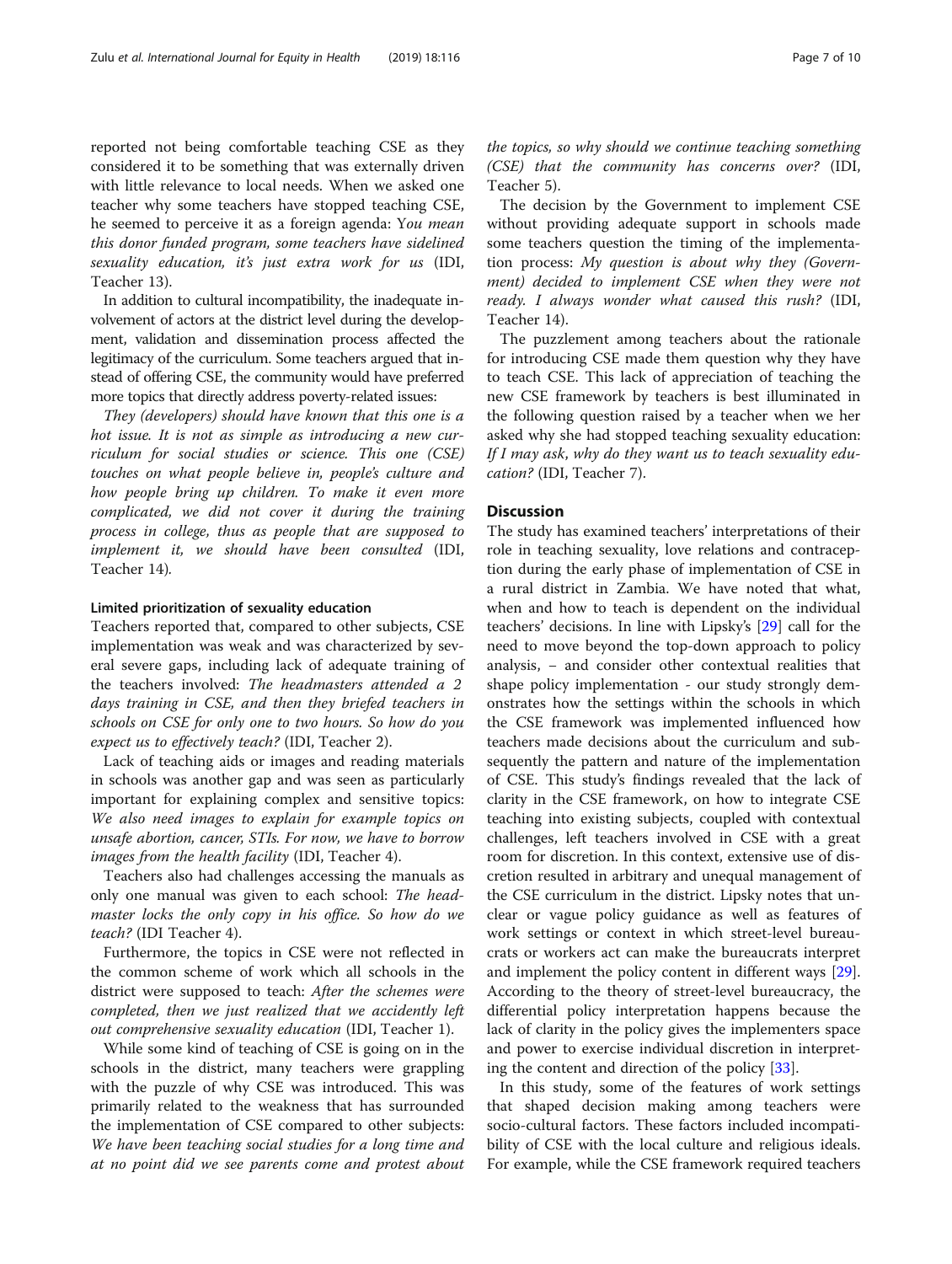reported not being comfortable teaching CSE as they considered it to be something that was externally driven with little relevance to local needs. When we asked one teacher why some teachers have stopped teaching CSE, he seemed to perceive it as a foreign agenda: *You mean this donor funded program, some teachers have sidelined sexuality education, it's just extra work for us* (IDI, Teacher 13).

In addition to cultural incompatibility, the inadequate involvement of actors at the district level during the development, validation and dissemination process affected the legitimacy of the curriculum. Some teachers argued that instead of offering CSE, the community would have preferred more topics that directly address poverty-related issues:

*They (developers) should have known that this one is a hot issue. It is not as simple as introducing a new curriculum for social studies or science. This one (CSE) touches on what people believe in, people's culture and how people bring up children. To make it even more complicated, we did not cover it during the training process in college, thus as people that are supposed to implement it, we should have been consulted* (IDI, Teacher 14).

#### Limited prioritization of sexuality education

Teachers reported that, compared to other subjects, CSE implementation was weak and was characterized by several severe gaps, including lack of adequate training of the teachers involved: *The headmasters attended a 2 days training in CSE, and then they briefed teachers in schools on CSE for only one to two hours. So how do you expect us to effectively teach?* (IDI, Teacher 2).

Lack of teaching aids or images and reading materials in schools was another gap and was seen as particularly important for explaining complex and sensitive topics: *We also need images to explain for example topics on unsafe abortion, cancer, STIs. For now, we have to borrow images from the health facility* (IDI, Teacher 4).

Teachers also had challenges accessing the manuals as only one manual was given to each school: *The headmaster locks the only copy in his office. So how do we teach?* (IDI Teacher 4).

Furthermore, the topics in CSE were not reflected in the common scheme of work which all schools in the district were supposed to teach: *After the schemes were completed, then we just realized that we accidently left out comprehensive sexuality education* (IDI, Teacher 1).

While some kind of teaching of CSE is going on in the schools in the district, many teachers were grappling with the puzzle of why CSE was introduced. This was primarily related to the weakness that has surrounded the implementation of CSE compared to other subjects: *We have been teaching social studies for a long time and at no point did we see parents come and protest about the topics, so why should we continue teaching something (CSE) that the community has concerns over?* (IDI, Teacher 5).

The decision by the Government to implement CSE without providing adequate support in schools made some teachers question the timing of the implementation process: *My question is about why they (Government) decided to implement CSE when they were not ready. I always wonder what caused this rush?* (IDI, Teacher 14).

The puzzlement among teachers about the rationale for introducing CSE made them question why they have to teach CSE. This lack of appreciation of teaching the new CSE framework by teachers is best illuminated in the following question raised by a teacher when we her asked why she had stopped teaching sexuality education: *If I may ask, why do they want us to teach sexuality education?* (IDI, Teacher 7).

## Discussion

The study has examined teachers' interpretations of their role in teaching sexuality, love relations and contraception during the early phase of implementation of CSE in a rural district in Zambia. We have noted that what, when and how to teach is dependent on the individual teachers' decisions. In line with Lipsky's [29] call for the need to move beyond the top-down approach to policy analysis, – and consider other contextual realities that shape policy implementation - our study strongly demonstrates how the settings within the schools in which the CSE framework was implemented influenced how teachers made decisions about the curriculum and subsequently the pattern and nature of the implementation of CSE. This study's findings revealed that the lack of clarity in the CSE framework, on how to integrate CSE teaching into existing subjects, coupled with contextual challenges, left teachers involved in CSE with a great room for discretion. In this context, extensive use of discretion resulted in arbitrary and unequal management of the CSE curriculum in the district. Lipsky notes that unclear or vague policy guidance as well as features of work settings or context in which street-level bureaucrats or workers act can make the bureaucrats interpret and implement the policy content in different ways [29]. According to the theory of street-level bureaucracy, the differential policy interpretation happens because the lack of clarity in the policy gives the implementers space and power to exercise individual discretion in interpreting the content and direction of the policy [33].

In this study, some of the features of work settings that shaped decision making among teachers were socio-cultural factors. These factors included incompatibility of CSE with the local culture and religious ideals. For example, while the CSE framework required teachers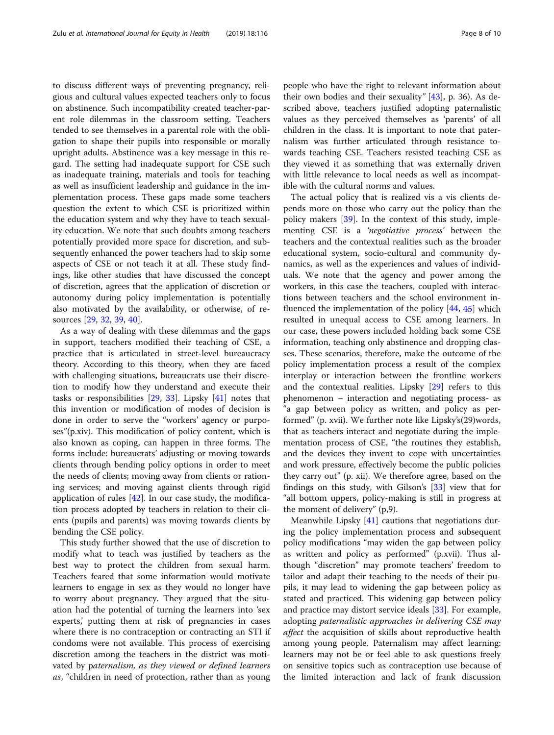to discuss different ways of preventing pregnancy, religious and cultural values expected teachers only to focus on abstinence. Such incompatibility created teacher-parent role dilemmas in the classroom setting. Teachers tended to see themselves in a parental role with the obligation to shape their pupils into responsible or morally upright adults. Abstinence was a key message in this regard. The setting had inadequate support for CSE such as inadequate training, materials and tools for teaching as well as insufficient leadership and guidance in the implementation process. These gaps made some teachers question the extent to which CSE is prioritized within the education system and why they have to teach sexuality education. We note that such doubts among teachers potentially provided more space for discretion, and subsequently enhanced the power teachers had to skip some aspects of CSE or not teach it at all. These study findings, like other studies that have discussed the concept of discretion, agrees that the application of discretion or autonomy during policy implementation is potentially also motivated by the availability, or otherwise, of resources [29, 32, 39, 40].

As a way of dealing with these dilemmas and the gaps in support, teachers modified their teaching of CSE, a practice that is articulated in street-level bureaucracy theory. According to this theory, when they are faced with challenging situations, bureaucrats use their discretion to modify how they understand and execute their tasks or responsibilities [29, 33]. Lipsky [41] notes that this invention or modification of modes of decision is done in order to serve the "workers' agency or purposes"(p.xiv). This modification of policy content, which is also known as coping, can happen in three forms. The forms include: bureaucrats' adjusting or moving towards clients through bending policy options in order to meet the needs of clients; moving away from clients or rationing services; and moving against clients through rigid application of rules [42]. In our case study, the modification process adopted by teachers in relation to their clients (pupils and parents) was moving towards clients by bending the CSE policy.

This study further showed that the use of discretion to modify what to teach was justified by teachers as the best way to protect the children from sexual harm. Teachers feared that some information would motivate learners to engage in sex as they would no longer have to worry about pregnancy. They argued that the situation had the potential of turning the learners into 'sex experts,' putting them at risk of pregnancies in cases where there is no contraception or contracting an STI if condoms were not available. This process of exercising discretion among the teachers in the district was motivated by p*aternalism, as they viewed or defined learners as*, "children in need of protection, rather than as young people who have the right to relevant information about their own bodies and their sexuality" [43], p. 36). As described above, teachers justified adopting paternalistic values as they perceived themselves as 'parents' of all children in the class. It is important to note that paternalism was further articulated through resistance towards teaching CSE. Teachers resisted teaching CSE as they viewed it as something that was externally driven with little relevance to local needs as well as incompatible with the cultural norms and values.

The actual policy that is realized vis a vis clients depends more on those who carry out the policy than the policy makers [39]. In the context of this study, implementing CSE is a *'negotiative process'* between the teachers and the contextual realities such as the broader educational system, socio-cultural and community dynamics, as well as the experiences and values of individuals. We note that the agency and power among the workers, in this case the teachers, coupled with interactions between teachers and the school environment influenced the implementation of the policy [44, 45] which resulted in unequal access to CSE among learners. In our case, these powers included holding back some CSE information, teaching only abstinence and dropping classes. These scenarios, therefore, make the outcome of the policy implementation process a result of the complex interplay or interaction between the frontline workers and the contextual realities. Lipsky [29] refers to this phenomenon – interaction and negotiating process- as "a gap between policy as written, and policy as performed" (p. xvii). We further note like Lipsky's(29)words, that as teachers interact and negotiate during the implementation process of CSE, "the routines they establish, and the devices they invent to cope with uncertainties and work pressure, effectively become the public policies they carry out" (p. xii). We therefore agree, based on the findings on this study, with Gilson's [33] view that for "all bottom uppers, policy-making is still in progress at the moment of delivery" (p,9).

Meanwhile Lipsky [41] cautions that negotiations during the policy implementation process and subsequent policy modifications "may widen the gap between policy as written and policy as performed" (p.xvii). Thus although "discretion" may promote teachers' freedom to tailor and adapt their teaching to the needs of their pupils, it may lead to widening the gap between policy as stated and practiced. This widening gap between policy and practice may distort service ideals [33]. For example, adopting *paternalistic approaches in delivering CSE may affect* the acquisition of skills about reproductive health among young people. Paternalism may affect learning: learners may not be or feel able to ask questions freely on sensitive topics such as contraception use because of the limited interaction and lack of frank discussion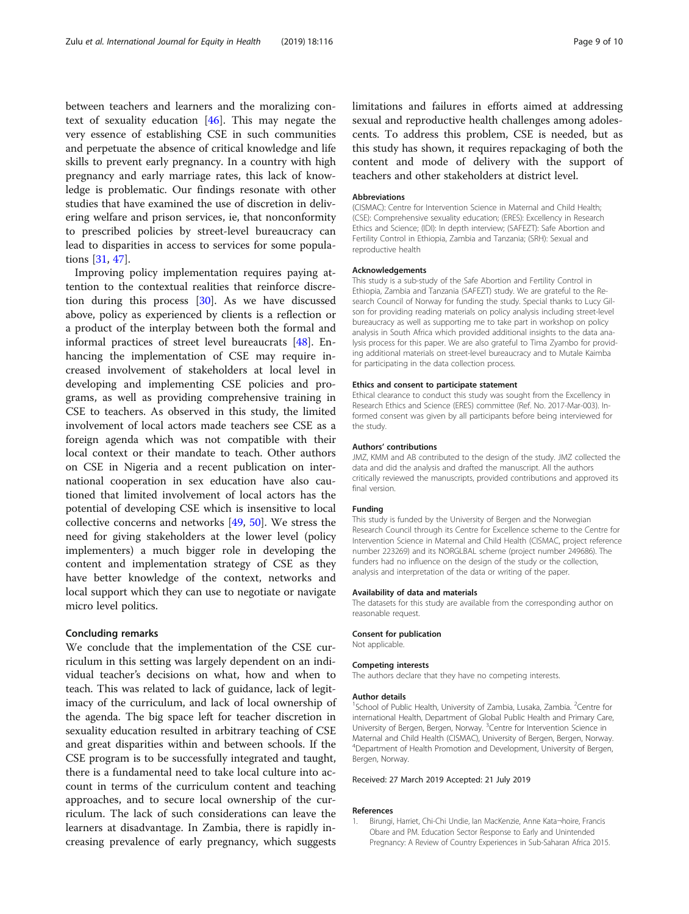between teachers and learners and the moralizing context of sexuality education [46]. This may negate the very essence of establishing CSE in such communities and perpetuate the absence of critical knowledge and life skills to prevent early pregnancy. In a country with high pregnancy and early marriage rates, this lack of knowledge is problematic. Our findings resonate with other studies that have examined the use of discretion in delivering welfare and prison services, ie, that nonconformity to prescribed policies by street-level bureaucracy can lead to disparities in access to services for some populations [31, 47].

Improving policy implementation requires paying attention to the contextual realities that reinforce discretion during this process [30]. As we have discussed above, policy as experienced by clients is a reflection or a product of the interplay between both the formal and informal practices of street level bureaucrats [48]. Enhancing the implementation of CSE may require increased involvement of stakeholders at local level in developing and implementing CSE policies and programs, as well as providing comprehensive training in CSE to teachers. As observed in this study, the limited involvement of local actors made teachers see CSE as a foreign agenda which was not compatible with their local context or their mandate to teach. Other authors on CSE in Nigeria and a recent publication on international cooperation in sex education have also cautioned that limited involvement of local actors has the potential of developing CSE which is insensitive to local collective concerns and networks [49, 50]. We stress the need for giving stakeholders at the lower level (policy implementers) a much bigger role in developing the content and implementation strategy of CSE as they have better knowledge of the context, networks and local support which they can use to negotiate or navigate micro level politics.

## Concluding remarks

We conclude that the implementation of the CSE curriculum in this setting was largely dependent on an individual teacher's decisions on what, how and when to teach. This was related to lack of guidance, lack of legitimacy of the curriculum, and lack of local ownership of the agenda. The big space left for teacher discretion in sexuality education resulted in arbitrary teaching of CSE and great disparities within and between schools. If the CSE program is to be successfully integrated and taught, there is a fundamental need to take local culture into account in terms of the curriculum content and teaching approaches, and to secure local ownership of the curriculum. The lack of such considerations can leave the learners at disadvantage. In Zambia, there is rapidly increasing prevalence of early pregnancy, which suggests limitations and failures in efforts aimed at addressing sexual and reproductive health challenges among adolescents. To address this problem, CSE is needed, but as this study has shown, it requires repackaging of both the content and mode of delivery with the support of teachers and other stakeholders at district level.

### Abbreviations

(CISMAC): Centre for Intervention Science in Maternal and Child Health; (CSE): Comprehensive sexuality education; (ERES): Excellency in Research Ethics and Science; (IDI): In depth interview; (SAFEZT): Safe Abortion and Fertility Control in Ethiopia, Zambia and Tanzania; (SRH): Sexual and reproductive health

### Acknowledgements

This study is a sub-study of the Safe Abortion and Fertility Control in Ethiopia, Zambia and Tanzania (SAFEZT) study. We are grateful to the Research Council of Norway for funding the study. Special thanks to Lucy Gilson for providing reading materials on policy analysis including street-level bureaucracy as well as supporting me to take part in workshop on policy analysis in South Africa which provided additional insights to the data analysis process for this paper. We are also grateful to Tima Zyambo for providing additional materials on street-level bureaucracy and to Mutale Kaimba for participating in the data collection process.

### Ethics and consent to participate statement

Ethical clearance to conduct this study was sought from the Excellency in Research Ethics and Science (ERES) committee (Ref. No. 2017-Mar-003). Informed consent was given by all participants before being interviewed for the study.

### Authors' contributions

JMZ, KMM and AB contributed to the design of the study. JMZ collected the data and did the analysis and drafted the manuscript. All the authors critically reviewed the manuscripts, provided contributions and approved its final version.

### Funding

This study is funded by the University of Bergen and the Norwegian Research Council through its Centre for Excellence scheme to the Centre for Intervention Science in Maternal and Child Health (CISMAC, project reference number 223269) and its NORGLBAL scheme (project number 249686). The funders had no influence on the design of the study or the collection, analysis and interpretation of the data or writing of the paper.

### Availability of data and materials

The datasets for this study are available from the corresponding author on reasonable request.

### Consent for publication

Not applicable.

### Competing interests

The authors declare that they have no competing interests.

### Author details

[1]School of Public Health, University of Zambia, Lusaka, Zambia. [2]Centre for international Health, Department of Global Public Health and Primary Care, University of Bergen, Bergen, Norway. [3]Centre for Intervention Science in Maternal and Child Health (CISMAC), University of Bergen, Bergen, Norway. [4]Department of Health Promotion and Development, University of Bergen, Bergen, Norway.

Received: 27 March 2019 Accepted: 21 July 2019

### References

1. Birungi, Harriet, Chi-Chi Undie, Ian MacKenzie, Anne Kata¬hoire, Francis Obare and PM. Education Sector Response to Early and Unintended Pregnancy: A Review of Country Experiences in Sub-Saharan Africa 2015.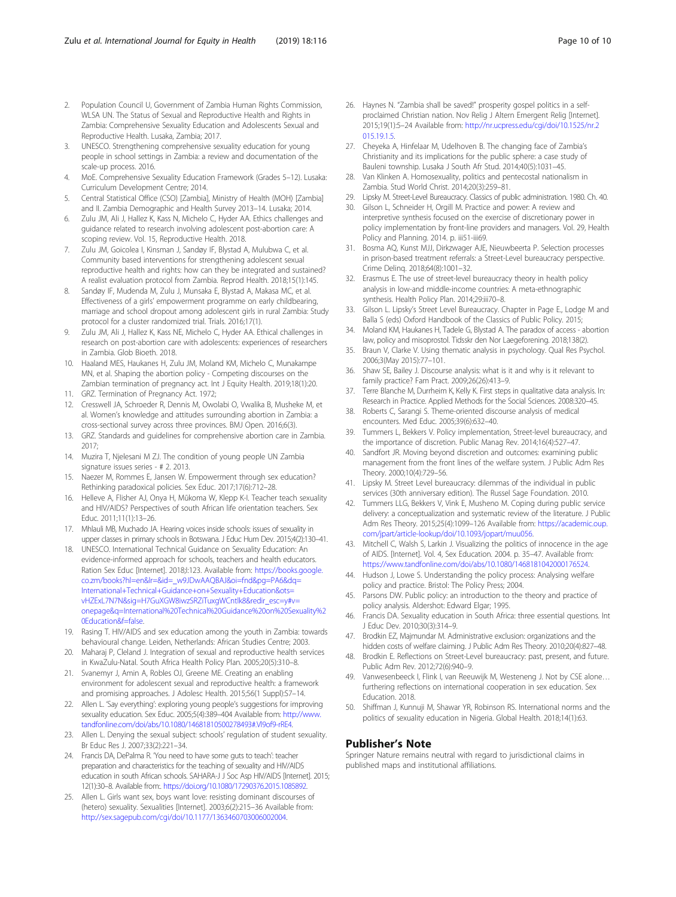2. Population Council U, Government of Zambia Human Rights Commission, WLSA UN. The Status of Sexual and Reproductive Health and Rights in Zambia: Comprehensive Sexuality Education and Adolescents Sexual and Reproductive Health. Lusaka, Zambia; 2017.
3. UNESCO. Strengthening comprehensive sexuality education for young people in school settings in Zambia: a review and documentation of the scale-up process. 2016.
4. MoE. Comprehensive Sexuality Education Framework (Grades 5–12). Lusaka: Curriculum Development Centre; 2014.
5. Central Statistical Office (CSO) [Zambia], Ministry of Health (MOH) [Zambia] and II. Zambia Demographic and Health Survey 2013–14. Lusaka; 2014.
6. Zulu JM, Ali J, Hallez K, Kass N, Michelo C, Hyder AA. Ethics challenges and guidance related to research involving adolescent post-abortion care: A scoping review. Vol. 15, Reproductive Health. 2018.
7. Zulu JM, Goicolea I, Kinsman J, Sandøy IF, Blystad A, Mulubwa C, et al. Community based interventions for strengthening adolescent sexual reproductive health and rights: how can they be integrated and sustained? A realist evaluation protocol from Zambia. Reprod Health. 2018;15(1):145.
8. Sandøy IF, Mudenda M, Zulu J, Munsaka E, Blystad A, Makasa MC, et al. Effectiveness of a girls' empowerment programme on early childbearing, marriage and school dropout among adolescent girls in rural Zambia: Study protocol for a cluster randomized trial. Trials. 2016;17(1).
9. Zulu JM, Ali J, Hallez K, Kass NE, Michelo C, Hyder AA. Ethical challenges in research on post-abortion care with adolescents: experiences of researchers in Zambia. Glob Bioeth. 2018.
10. Haaland MES, Haukanes H, Zulu JM, Moland KM, Michelo C, Munakampe MN, et al. Shaping the abortion policy - Competing discourses on the Zambian termination of pregnancy act. Int J Equity Health. 2019;18(1):20.
11. GRZ. Termination of Pregnancy Act. 1972;
12. Cresswell JA, Schroeder R, Dennis M, Owolabi O, Vwalika B, Musheke M, et al. Women's knowledge and attitudes surrounding abortion in Zambia: a cross-sectional survey across three provinces. BMJ Open. 2016;6(3).
13. GRZ. Standards and guidelines for comprehensive abortion care in Zambia. 2017;
14. Muzira T, Njelesani M ZJ. The condition of young people UN Zambia signature issues series - # 2. 2013.
15. Naezer M, Rommes E, Jansen W. Empowerment through sex education? Rethinking paradoxical policies. Sex Educ. 2017;17(6):712–28.
16. Helleve A, Flisher AJ, Onya H, Mũkoma W, Klepp K-I. Teacher teach sexuality and HIV/AIDS? Perspectives of south African life orientation teachers. Sex Educ. 2011;11(1):13–26.
17. Mhlauli MB, Muchado JA. Hearing voices inside schools: issues of sexuality in upper classes in primary schools in Botswana. J Educ Hum Dev. 2015;4(2):130–41.
18. UNESCO. International Technical Guidance on Sexuality Education: An evidence-informed approach for schools, teachers and health educators. Ration Sex Educ [Internet]. 2018;I:123. Available from: https://books.google.co.zm/books?hl=en&lr=&id=_w9JDwAAQBAJ&oi=fnd&pg=PA6&dq=International+Technical+Guidance+on+Sexuality+Education&ots=vHZExL7N7N&sig=H7GuXGW8iwzSRZiTuxgWCntlk8&redir_esc=y#v=onepage&q=International%20Technical%20Guidance%20on%20Sexuality%20Education&f=false.
19. Rasing T. HIV/AIDS and sex education among the youth in Zambia: towards behavioural change. Leiden, Netherlands: African Studies Centre; 2003.
20. Maharaj P, Cleland J. Integration of sexual and reproductive health services in KwaZulu-Natal. South Africa Health Policy Plan. 2005;20(5):310–8.
21. Svanemyr J, Amin A, Robles OJ, Greene ME. Creating an enabling environment for adolescent sexual and reproductive health: a framework and promising approaches. J Adolesc Health. 2015;56(1 Suppl):S7–14.
22. Allen L. 'Say everything': exploring young people's suggestions for improving sexuality education. Sex Educ. 2005;5(4):389–404 Available from: http://www.tandfonline.com/doi/abs/10.1080/14681810500278493#.VI9of9-rRE4.
23. Allen L. Denying the sexual subject: schools' regulation of student sexuality. Br Educ Res J. 2007;33(2):221–34.
24. Francis DA, DePalma R. 'You need to have some guts to teach': teacher preparation and characteristics for the teaching of sexuality and HIV/AIDS education in south African schools. SAHARA-J J Soc Asp HIV/AIDS [Internet]. 2015;12(1):30–8. Available from:. https://doi.org/10.1080/17290376.2015.1085892.
25. Allen L. Girls want sex, boys want love: resisting dominant discourses of (hetero) sexuality. Sexualities [Internet]. 2003;6(2):215–36 Available from: http://sex.sagepub.com/cgi/doi/10.1177/1363460703006002004.
26. Haynes N. "Zambia shall be saved!" prosperity gospel politics in a self-proclaimed Christian nation. Nov Relig J Altern Emergent Relig [Internet]. 2015;19(1):5–24 Available from: http://nr.ucpress.edu/cgi/doi/10.1525/nr.2015.19.1.5.
27. Cheyeka A, Hinfelaar M, Udelhoven B. The changing face of Zambia's Christianity and its implications for the public sphere: a case study of Bauleni township. Lusaka J South Afr Stud. 2014;40(5):1031–45.
28. Van Klinken A. Homosexuality, politics and pentecostal nationalism in Zambia. Stud World Christ. 2014;20(3):259–81.
29. Lipsky M. Street-Level Bureaucracy. Classics of public administration. 1980. Ch. 40.
30. Gilson L, Schneider H, Orgill M. Practice and power: A review and interpretive synthesis focused on the exercise of discretionary power in policy implementation by front-line providers and managers. Vol. 29, Health Policy and Planning. 2014. p. iii51-iii69.
31. Bosma AQ, Kunst MJJ, Dirkzwager AJE, Nieuwbeerta P. Selection processes in prison-based treatment referrals: a Street-Level bureaucracy perspective. Crime Delinq. 2018;64(8):1001–32.
32. Erasmus E. The use of street-level bureaucracy theory in health policy analysis in low-and middle-income countries: A meta-ethnographic synthesis. Health Policy Plan. 2014;29:iii70–8.
33. Gilson L. Lipsky's Street Level Bureaucracy. Chapter in Page E., Lodge M and Balla S (eds) Oxford Handbook of the Classics of Public Policy. 2015;
34. Moland KM, Haukanes H, Tadele G, Blystad A. The paradox of access - abortion law, policy and misoprostol. Tidsskr den Nor Laegeforening. 2018;138(2).
35. Braun V, Clarke V. Using thematic analysis in psychology. Qual Res Psychol. 2006;3(May 2015):77–101.
36. Shaw SE, Bailey J. Discourse analysis: what is it and why is it relevant to family practice? Fam Pract. 2009;26(26):413–9.
37. Terre Blanche M, Durrheim K, Kelly K. First steps in qualitative data analysis. In: Research in Practice. Applied Methods for the Social Sciences. 2008:320–45.
38. Roberts C, Sarangi S. Theme-oriented discourse analysis of medical encounters. Med Educ. 2005;39(6):632–40.
39. Tummers L, Bekkers V. Policy implementation, Street-level bureaucracy, and the importance of discretion. Public Manag Rev. 2014;16(4):527–47.
40. Sandfort JR. Moving beyond discretion and outcomes: examining public management from the front lines of the welfare system. J Public Adm Res Theory. 2000;10(4):729–56.
41. Lipsky M. Street Level bureaucracy: dilemmas of the individual in public services (30th anniversary edition). The Russel Sage Foundation. 2010.
42. Tummers LLG, Bekkers V, Vink E, Musheno M. Coping during public service delivery: a conceptualization and systematic review of the literature. J Public Adm Res Theory. 2015;25(4):1099–126 Available from: https://academic.oup.com/jpart/article-lookup/doi/10.1093/jopart/muu056.
43. Mitchell C, Walsh S, Larkin J. Visualizing the politics of innocence in the age of AIDS. [Internet]. Vol. 4, Sex Education. 2004. p. 35–47. Available from: https://www.tandfonline.com/doi/abs/10.1080/1468181042000176524.
44. Hudson J, Lowe S. Understanding the policy process: Analysing welfare policy and practice. Bristol: The Policy Press; 2004.
45. Parsons DW. Public policy: an introduction to the theory and practice of policy analysis. Aldershot: Edward Elgar; 1995.
46. Francis DA. Sexuality education in South Africa: three essential questions. Int J Educ Dev. 2010;30(3):314–9.
47. Brodkin EZ, Majmundar M. Administrative exclusion: organizations and the hidden costs of welfare claiming. J Public Adm Res Theory. 2010;20(4):827–48.
48. Brodkin E. Reflections on Street-Level bureaucracy: past, present, and future. Public Adm Rev. 2012;72(6):940–9.
49. Vanwesenbeeck I, Flink I, van Reeuwijk M, Westeneng J. Not by CSE alone… furthering reflections on international cooperation in sex education. Sex Education. 2018.
50. Shiffman J, Kunnuji M, Shawar YR, Robinson RS. International norms and the politics of sexuality education in Nigeria. Global Health. 2018;14(1):63.

## Publisher's Note

Springer Nature remains neutral with regard to jurisdictional claims in published maps and institutional affiliations.